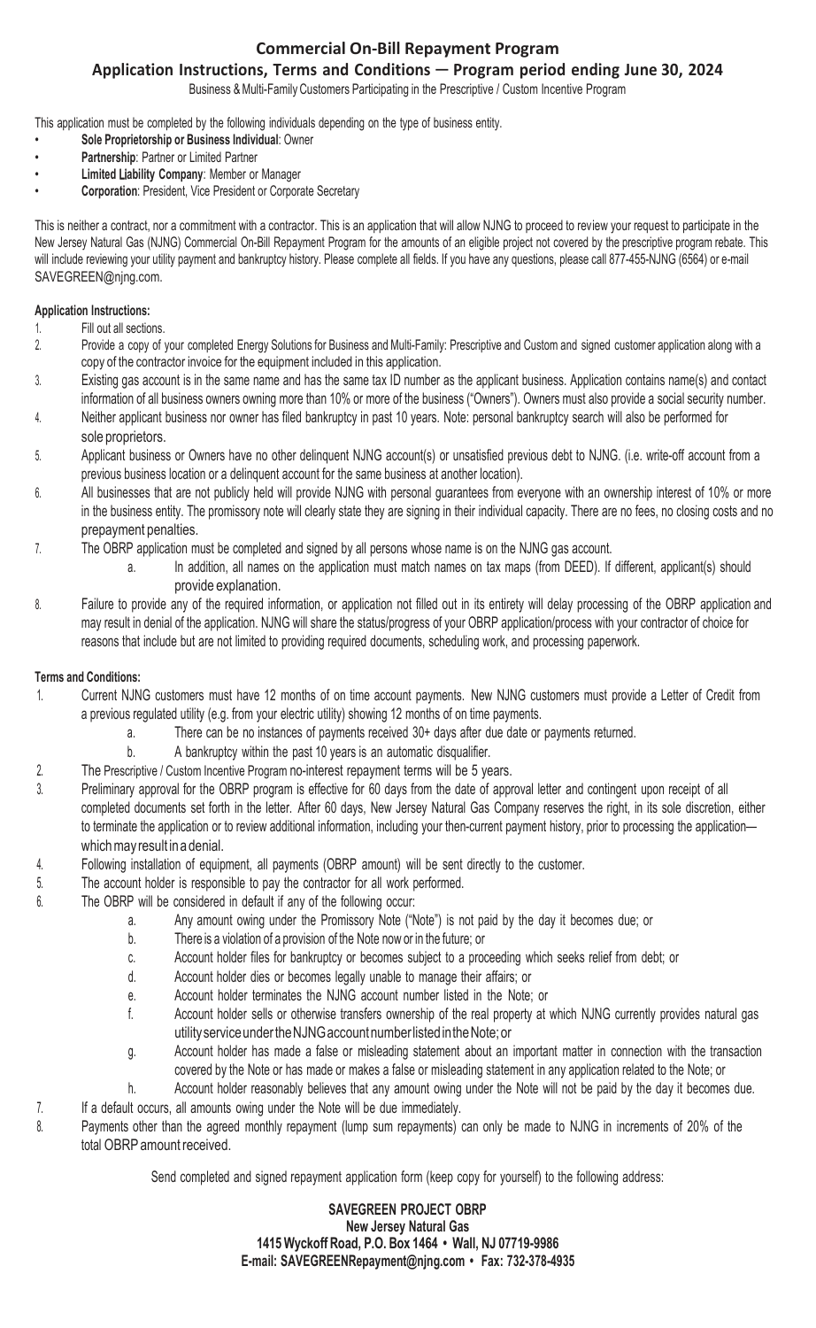## Commercial On-Bill Repayment Program

### Application Instructions, Terms and Conditions — Program period ending June 30, 2024

Business & Multi-Family Customers Participating in the Prescriptive / Custom Incentive Program

This application must be completed by the following individuals depending on the type of business entity.

- **Sole Proprietorship or Business Individual**: Owner
- **Partnership**: Partner or Limited Partner
- **Limited Liability Company**: Member or Manager
- **Corporation**: President, Vice President or Corporate Secretary

This is neither a contract, nor a commitment with a contractor. This is an application that will allow NJNG to proceed to review your request to participate in the New Jersey Natural Gas (NJNG) Commercial On-Bill Repayment Program for the amounts of an eligible project not covered by the prescriptive program rebate. This will include reviewing your utility payment and bankruptcy history. Please complete all fields. If you have any questions, please call 877-455-NJNG (6564) or e-mail SAVEGREEN@njng.com.

**Application Instructions:**

1. Fill out all sections.
2. Provide a copy of your completed Energy Solutions for Business and Multi-Family: Prescriptive and Custom and signed customer application along with a copy of the contractor invoice for the equipment included in this application.
3. Existing gas account is in the same name and has the same tax ID number as the applicant business. Application contains name(s) and contact information of all business owners owning more than 10% or more of the business ("Owners"). Owners must also provide a social security number.
4. Neither applicant business nor owner has filed bankruptcy in past 10 years. Note: personal bankruptcy search will also be performed for sole proprietors.
5. Applicant business or Owners have no other delinquent NJNG account(s) or unsatisfied previous debt to NJNG. (i.e. write-off account from a previous business location or a delinquent account for the same business at another location).
6. All businesses that are not publicly held will provide NJNG with personal guarantees from everyone with an ownership interest of 10% or more in the business entity. The promissory note will clearly state they are signing in their individual capacity. There are no fees, no closing costs and no prepayment penalties.
7. The OBRP application must be completed and signed by all persons whose name is on the NJNG gas account.
   a. In addition, all names on the application must match names on tax maps (from DEED). If different, applicant(s) should provide explanation.
8. Failure to provide any of the required information, or application not filled out in its entirety will delay processing of the OBRP application and may result in denial of the application. NJNG will share the status/progress of your OBRP application/process with your contractor of choice for reasons that include but are not limited to providing required documents, scheduling work, and processing paperwork.

**Terms and Conditions:**

1. Current NJNG customers must have 12 months of on time account payments. New NJNG customers must provide a Letter of Credit from a previous regulated utility (e.g. from your electric utility) showing 12 months of on time payments.
   a. There can be no instances of payments received 30+ days after due date or payments returned.
   b. A bankruptcy within the past 10 years is an automatic disqualifier.
2. The Prescriptive / Custom Incentive Program no-interest repayment terms will be 5 years.
3. Preliminary approval for the OBRP program is effective for 60 days from the date of approval letter and contingent upon receipt of all completed documents set forth in the letter. After 60 days, New Jersey Natural Gas Company reserves the right, in its sole discretion, either to terminate the application or to review additional information, including your then-current payment history, prior to processing the application—which may result in a denial.
4. Following installation of equipment, all payments (OBRP amount) will be sent directly to the customer.
5. The account holder is responsible to pay the contractor for all work performed.
6. The OBRP will be considered in default if any of the following occur:
   a. Any amount owing under the Promissory Note ("Note") is not paid by the day it becomes due; or
   b. There is a violation of a provision of the Note now or in the future; or
   c. Account holder files for bankruptcy or becomes subject to a proceeding which seeks relief from debt; or
   d. Account holder dies or becomes legally unable to manage their affairs; or
   e. Account holder terminates the NJNG account number listed in the Note; or
   f. Account holder sells or otherwise transfers ownership of the real property at which NJNG currently provides natural gas utility service under the NJNG account number listed in the Note; or
   g. Account holder has made a false or misleading statement about an important matter in connection with the transaction covered by the Note or has made or makes a false or misleading statement in any application related to the Note; or
   h. Account holder reasonably believes that any amount owing under the Note will not be paid by the day it becomes due.
7. If a default occurs, all amounts owing under the Note will be due immediately.
8. Payments other than the agreed monthly repayment (lump sum repayments) can only be made to NJNG in increments of 20% of the total OBRP amount received.

Send completed and signed repayment application form (keep copy for yourself) to the following address:

**SAVEGREEN PROJECT OBRP**
**New Jersey Natural Gas**
**1415 Wyckoff Road, P.O. Box 1464 • Wall, NJ 07719-9986**
**E-mail: SAVEGREENRepayment@njng.com • Fax: 732-378-4935**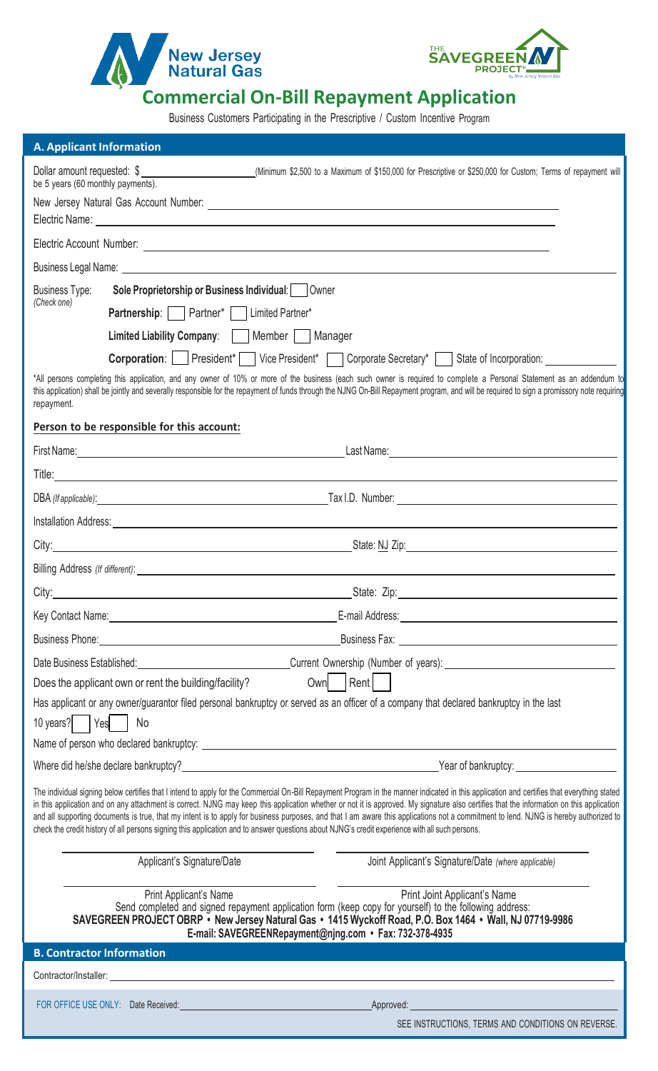# Commercial On-Bill Repayment Application

Business Customers Participating in the Prescriptive / Custom Incentive Program

## A. Applicant Information

Dollar amount requested: $ ____________ (Minimum $2,500 to a Maximum of $150,000 for Prescriptive or $250,000 for Custom; Terms of repayment will be 5 years (60 monthly payments).

New Jersey Natural Gas Account Number: ____________

Electric Name: ____________

Electric Account Number: ____________

Business Legal Name: ____________

Business Type: (Check one)

- **Sole Proprietorship or Business Individual**: ☐ Owner
- **Partnership**: ☐ Partner* ☐ Limited Partner*
- **Limited Liability Company**: ☐ Member ☐ Manager
- **Corporation**: ☐ President* ☐ Vice President* ☐ Corporate Secretary* ☐ State of Incorporation: ____________

*All persons completing this application, and any owner of 10% or more of the business (each such owner is required to complete a Personal Statement as an addendum to this application) shall be jointly and severally responsible for the repayment of funds through the NJNG On-Bill Repayment program, and will be required to sign a promissory note requiring repayment.

**Person to be responsible for this account:**

First Name: ____________ Last Name: ____________

Title: ____________

DBA *(If applicable)*: ____________ Tax I.D. Number: ____________

Installation Address: ____________

City: ____________ State: NJ Zip: ____________

Billing Address *(If different)*: ____________

City: ____________ State: Zip: ____________

Key Contact Name: ____________ E-mail Address: ____________

Business Phone: ____________ Business Fax: ____________

Date Business Established: ____________ Current Ownership (Number of years): ____________

Does the applicant own or rent the building/facility? Own ☐ Rent ☐

Has applicant or any owner/guarantor filed personal bankruptcy or served as an officer of a company that declared bankruptcy in the last 10 years? ☐ Yes ☐ No

Name of person who declared bankruptcy: ____________

Where did he/she declare bankruptcy? ____________ Year of bankruptcy: ____________

The individual signing below certifies that I intend to apply for the Commercial On-Bill Repayment Program in the manner indicated in this application and certifies that everything stated in this application and on any attachment is correct. NJNG may keep this application whether or not it is approved. My signature also certifies that the information on this application and all supporting documents is true, that my intent is to apply for business purposes, and that I am aware this applications not a commitment to lend. NJNG is hereby authorized to check the credit history of all persons signing this application and to answer questions about NJNG's credit experience with all such persons.

____________ Applicant's Signature/Date

____________ Joint Applicant's Signature/Date *(where applicable)*

____________ Print Applicant's Name

____________ Print Joint Applicant's Name

Send completed and signed repayment application form (keep copy for yourself) to the following address:

**SAVEGREEN PROJECT OBRP • New Jersey Natural Gas • 1415 Wyckoff Road, P.O. Box 1464 • Wall, NJ 07719-9986**

**E-mail: SAVEGREENRepayment@njng.com • Fax: 732-378-4935**

## B. Contractor Information

Contractor/Installer: ____________

FOR OFFICE USE ONLY: Date Received: ____________ Approved: ____________

SEE INSTRUCTIONS, TERMS AND CONDITIONS ON REVERSE.